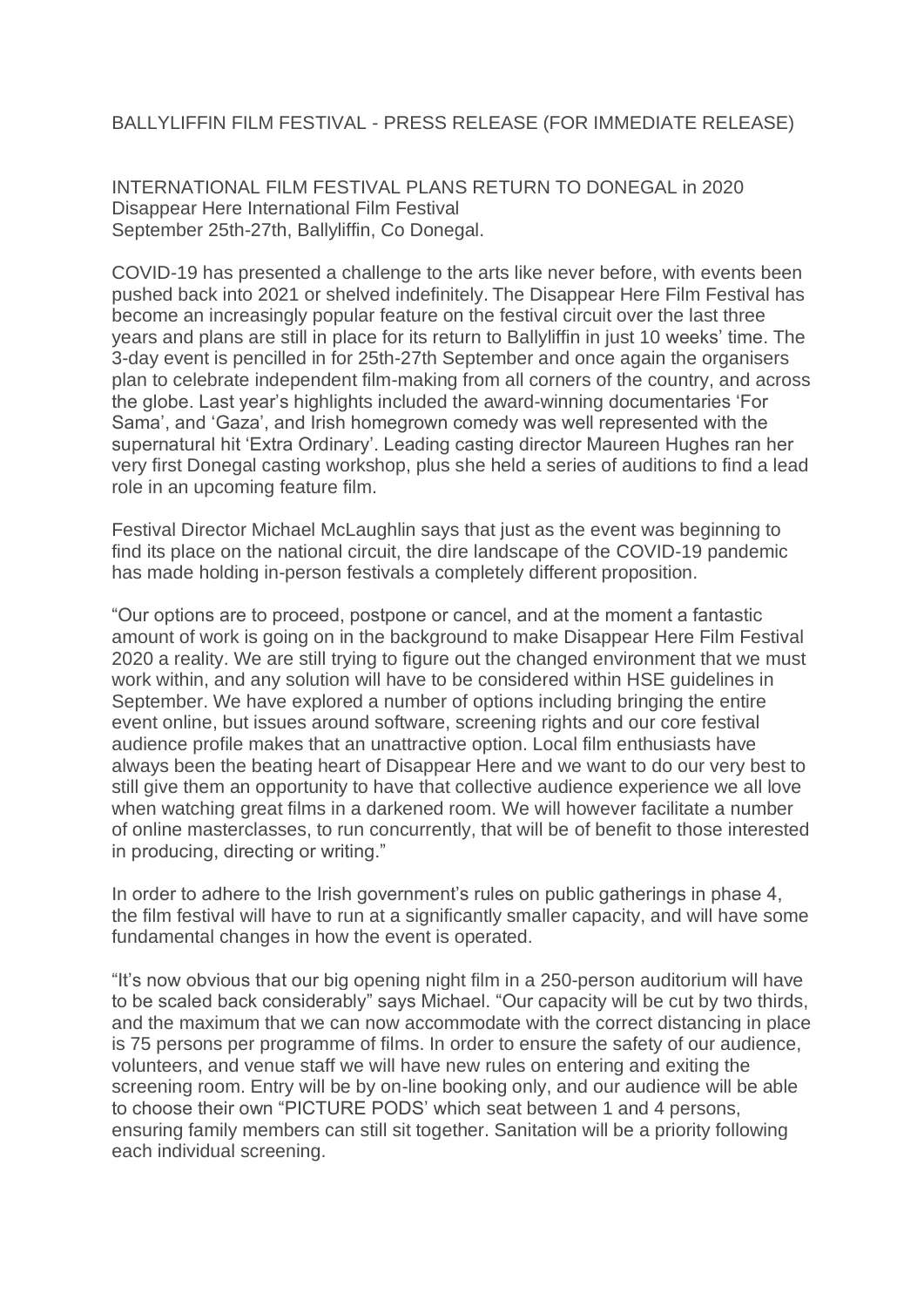BALLYLIFFIN FILM FESTIVAL - PRESS RELEASE (FOR IMMEDIATE RELEASE)

INTERNATIONAL FILM FESTIVAL PLANS RETURN TO DONEGAL in 2020
Disappear Here International Film Festival
September 25th-27th, Ballyliffin, Co Donegal.

COVID-19 has presented a challenge to the arts like never before, with events been pushed back into 2021 or shelved indefinitely. The Disappear Here Film Festival has become an increasingly popular feature on the festival circuit over the last three years and plans are still in place for its return to Ballyliffin in just 10 weeks' time. The 3-day event is pencilled in for 25th-27th September and once again the organisers plan to celebrate independent film-making from all corners of the country, and across the globe. Last year's highlights included the award-winning documentaries 'For Sama', and 'Gaza', and Irish homegrown comedy was well represented with the supernatural hit 'Extra Ordinary'. Leading casting director Maureen Hughes ran her very first Donegal casting workshop, plus she held a series of auditions to find a lead role in an upcoming feature film.

Festival Director Michael McLaughlin says that just as the event was beginning to find its place on the national circuit, the dire landscape of the COVID-19 pandemic has made holding in-person festivals a completely different proposition.

"Our options are to proceed, postpone or cancel, and at the moment a fantastic amount of work is going on in the background to make Disappear Here Film Festival 2020 a reality. We are still trying to figure out the changed environment that we must work within, and any solution will have to be considered within HSE guidelines in September. We have explored a number of options including bringing the entire event online, but issues around software, screening rights and our core festival audience profile makes that an unattractive option. Local film enthusiasts have always been the beating heart of Disappear Here and we want to do our very best to still give them an opportunity to have that collective audience experience we all love when watching great films in a darkened room. We will however facilitate a number of online masterclasses, to run concurrently, that will be of benefit to those interested in producing, directing or writing."

In order to adhere to the Irish government's rules on public gatherings in phase 4, the film festival will have to run at a significantly smaller capacity, and will have some fundamental changes in how the event is operated.

"It's now obvious that our big opening night film in a 250-person auditorium will have to be scaled back considerably" says Michael. "Our capacity will be cut by two thirds, and the maximum that we can now accommodate with the correct distancing in place is 75 persons per programme of films. In order to ensure the safety of our audience, volunteers, and venue staff we will have new rules on entering and exiting the screening room. Entry will be by on-line booking only, and our audience will be able to choose their own "PICTURE PODS' which seat between 1 and 4 persons, ensuring family members can still sit together. Sanitation will be a priority following each individual screening.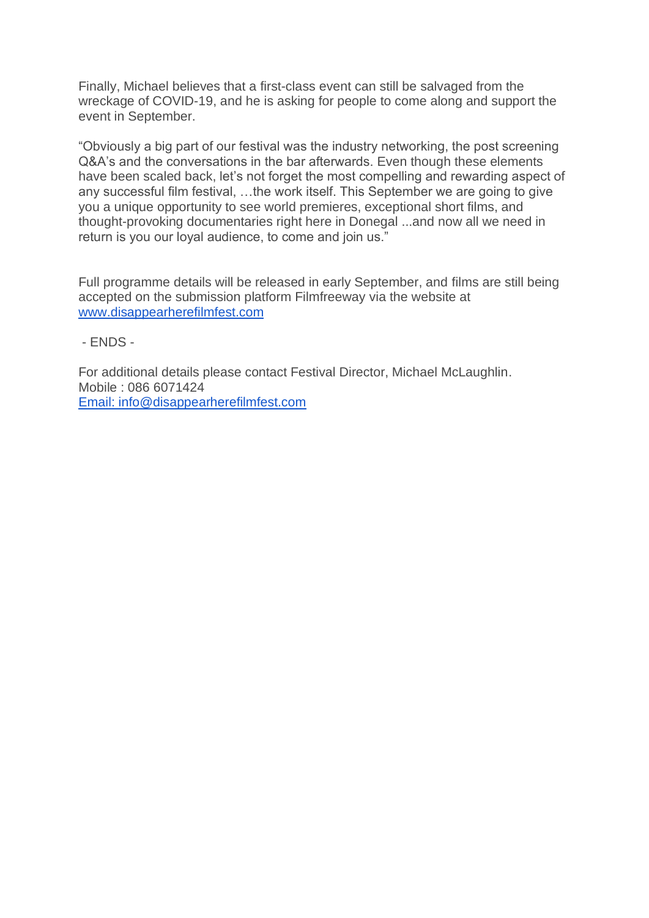Finally, Michael believes that a first-class event can still be salvaged from the wreckage of COVID-19, and he is asking for people to come along and support the event in September.

"Obviously a big part of our festival was the industry networking, the post screening Q&A's and the conversations in the bar afterwards. Even though these elements have been scaled back, let's not forget the most compelling and rewarding aspect of any successful film festival, …the work itself. This September we are going to give you a unique opportunity to see world premieres, exceptional short films, and thought-provoking documentaries right here in Donegal ...and now all we need in return is you our loyal audience, to come and join us."

Full programme details will be released in early September, and films are still being accepted on the submission platform Filmfreeway via the website at www.disappearherefilmfest.com

- ENDS -

For additional details please contact Festival Director, Michael McLaughlin.
Mobile : 086 6071424
Email: info@disappearherefilmfest.com